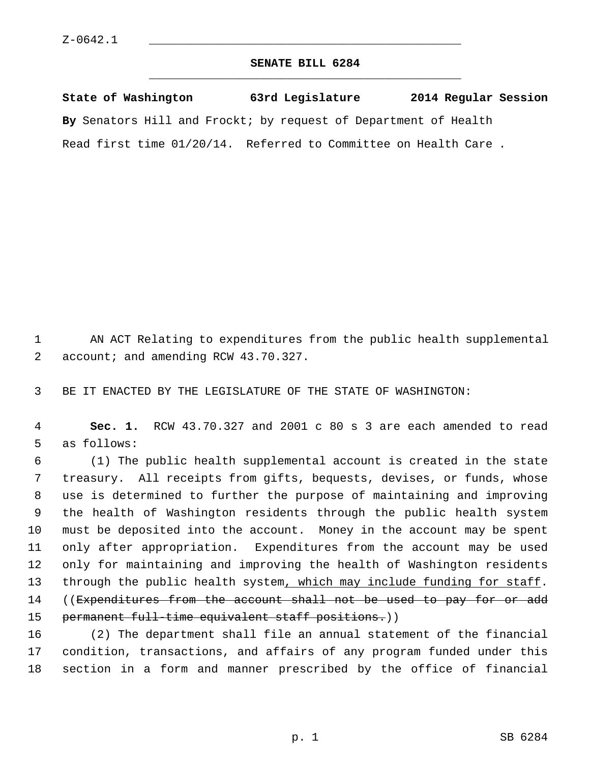Z-0642.1

# SENATE BILL 6284

**State of Washington 63rd Legislature 2014 Regular Session**

**By** Senators Hill and Frockt; by request of Department of Health

Read first time 01/20/14. Referred to Committee on Health Care .

AN ACT Relating to expenditures from the public health supplemental account; and amending RCW 43.70.327.

BE IT ENACTED BY THE LEGISLATURE OF THE STATE OF WASHINGTON:

**Sec. 1.** RCW 43.70.327 and 2001 c 80 s 3 are each amended to read as follows:

(1) The public health supplemental account is created in the state treasury. All receipts from gifts, bequests, devises, or funds, whose use is determined to further the purpose of maintaining and improving the health of Washington residents through the public health system must be deposited into the account. Money in the account may be spent only after appropriation. Expenditures from the account may be used only for maintaining and improving the health of Washington residents through the public health system<u>, which may include funding for staff</u>. ((~~Expenditures from the account shall not be used to pay for or add permanent full-time equivalent staff positions.~~))

(2) The department shall file an annual statement of the financial condition, transactions, and affairs of any program funded under this section in a form and manner prescribed by the office of financial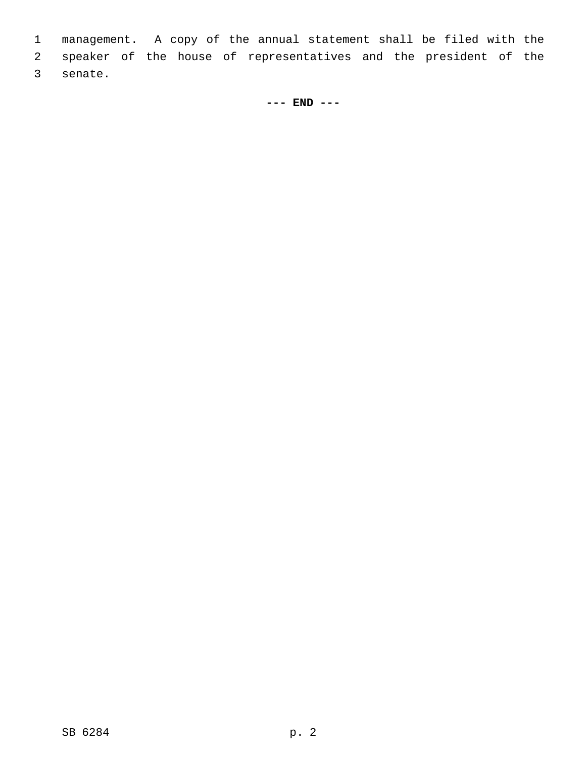management. A copy of the annual statement shall be filed with the speaker of the house of representatives and the president of the senate.

**--- END ---**